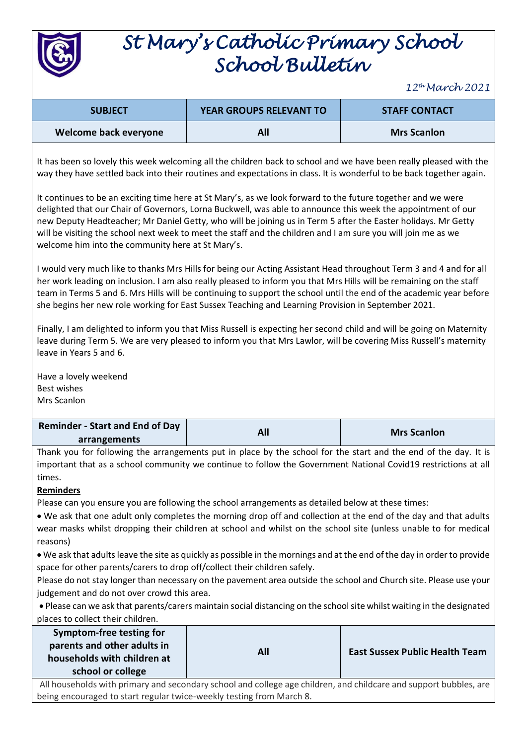# St Mary's Catholic Primary School
# School Bulletin

*12th March 2021*

| SUBJECT | YEAR GROUPS RELEVANT TO | STAFF CONTACT |
|---|---|---|
| Welcome back everyone | All | Mrs Scanlon |

It has been so lovely this week welcoming all the children back to school and we have been really pleased with the way they have settled back into their routines and expectations in class. It is wonderful to be back together again.

It continues to be an exciting time here at St Mary's, as we look forward to the future together and we were delighted that our Chair of Governors, Lorna Buckwell, was able to announce this week the appointment of our new Deputy Headteacher; Mr Daniel Getty, who will be joining us in Term 5 after the Easter holidays. Mr Getty will be visiting the school next week to meet the staff and the children and I am sure you will join me as we welcome him into the community here at St Mary's.

I would very much like to thanks Mrs Hills for being our Acting Assistant Head throughout Term 3 and 4 and for all her work leading on inclusion. I am also really pleased to inform you that Mrs Hills will be remaining on the staff team in Terms 5 and 6. Mrs Hills will be continuing to support the school until the end of the academic year before she begins her new role working for East Sussex Teaching and Learning Provision in September 2021.

Finally, I am delighted to inform you that Miss Russell is expecting her second child and will be going on Maternity leave during Term 5. We are very pleased to inform you that Mrs Lawlor, will be covering Miss Russell's maternity leave in Years 5 and 6.

Have a lovely weekend
Best wishes
Mrs Scanlon

| Reminder - Start and End of Day arrangements | All | Mrs Scanlon |
|---|---|---|

Thank you for following the arrangements put in place by the school for the start and the end of the day. It is important that as a school community we continue to follow the Government National Covid19 restrictions at all times.

**Reminders**

Please can you ensure you are following the school arrangements as detailed below at these times:

- We ask that one adult only completes the morning drop off and collection at the end of the day and that adults wear masks whilst dropping their children at school and whilst on the school site (unless unable to for medical reasons)
- We ask that adults leave the site as quickly as possible in the mornings and at the end of the day in order to provide space for other parents/carers to drop off/collect their children safely.

Please do not stay longer than necessary on the pavement area outside the school and Church site. Please use your judgement and do not over crowd this area.

- Please can we ask that parents/carers maintain social distancing on the school site whilst waiting in the designated places to collect their children.

| Symptom-free testing for parents and other adults in households with children at school or college | All | East Sussex Public Health Team |
|---|---|---|

All households with primary and secondary school and college age children, and childcare and support bubbles, are being encouraged to start regular twice-weekly testing from March 8.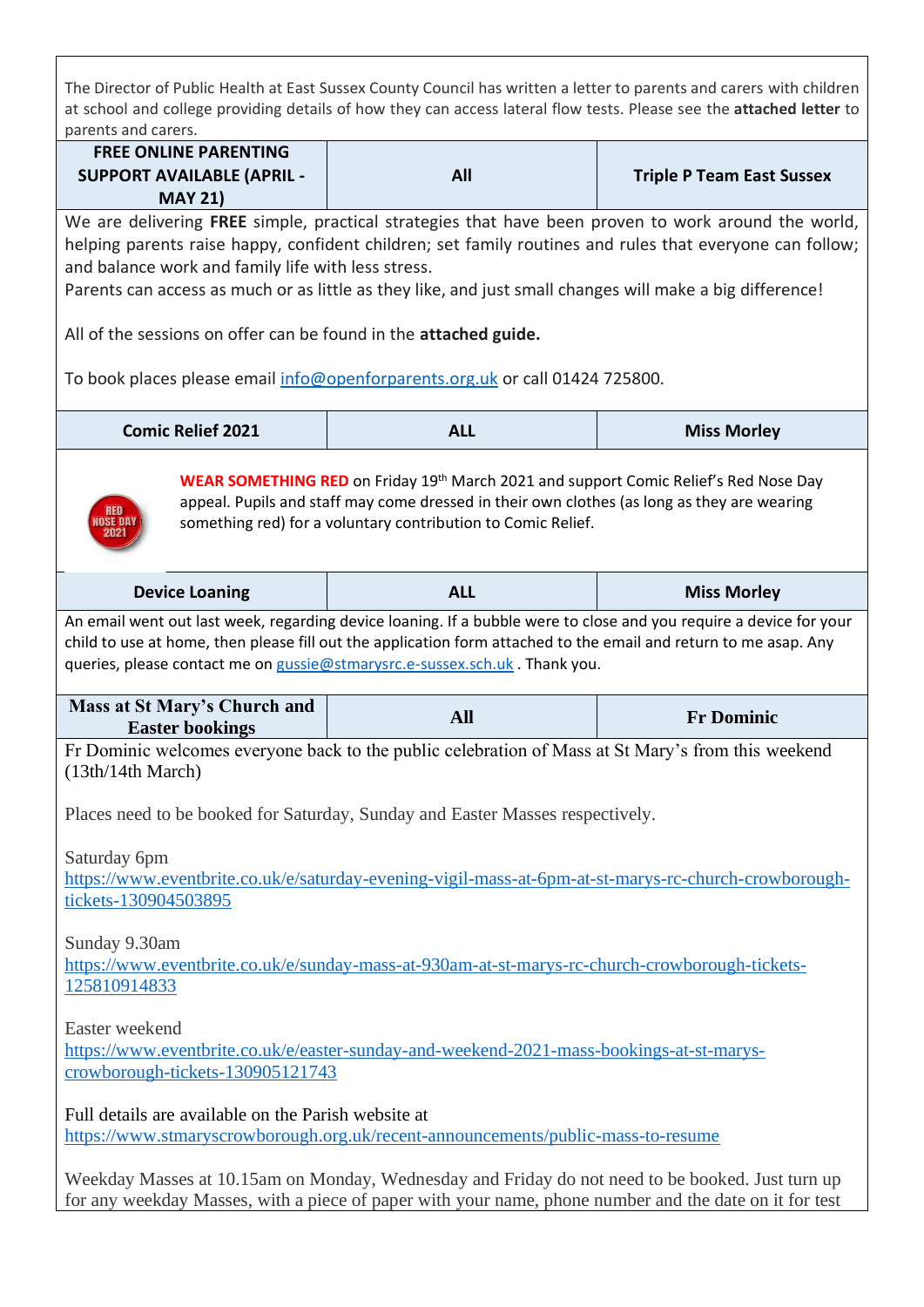The Director of Public Health at East Sussex County Council has written a letter to parents and carers with children at school and college providing details of how they can access lateral flow tests. Please see the **attached letter** to parents and carers.

| **FREE ONLINE PARENTING SUPPORT AVAILABLE (APRIL - MAY 21)** | **All** | **Triple P Team East Sussex** |
|---|---|---|

We are delivering **FREE** simple, practical strategies that have been proven to work around the world, helping parents raise happy, confident children; set family routines and rules that everyone can follow; and balance work and family life with less stress.

Parents can access as much or as little as they like, and just small changes will make a big difference!

All of the sessions on offer can be found in the **attached guide.**

To book places please email info@openforparents.org.uk or call 01424 725800.

| **Comic Relief 2021** | **ALL** | **Miss Morley** |
|---|---|---|

**WEAR SOMETHING RED** on Friday 19th March 2021 and support Comic Relief's Red Nose Day appeal. Pupils and staff may come dressed in their own clothes (as long as they are wearing something red) for a voluntary contribution to Comic Relief.

| **Device Loaning** | **ALL** | **Miss Morley** |
|---|---|---|

An email went out last week, regarding device loaning. If a bubble were to close and you require a device for your child to use at home, then please fill out the application form attached to the email and return to me asap. Any queries, please contact me on gussie@stmarysrc.e-sussex.sch.uk . Thank you.

| **Mass at St Mary's Church and Easter bookings** | **All** | **Fr Dominic** |
|---|---|---|

Fr Dominic welcomes everyone back to the public celebration of Mass at St Mary's from this weekend (13th/14th March)

Places need to be booked for Saturday, Sunday and Easter Masses respectively.

Saturday 6pm
https://www.eventbrite.co.uk/e/saturday-evening-vigil-mass-at-6pm-at-st-marys-rc-church-crowborough-tickets-130904503895

Sunday 9.30am
https://www.eventbrite.co.uk/e/sunday-mass-at-930am-at-st-marys-rc-church-crowborough-tickets-125810914833

Easter weekend
https://www.eventbrite.co.uk/e/easter-sunday-and-weekend-2021-mass-bookings-at-st-marys-crowborough-tickets-130905121743

Full details are available on the Parish website at
https://www.stmaryscrowborough.org.uk/recent-announcements/public-mass-to-resume

Weekday Masses at 10.15am on Monday, Wednesday and Friday do not need to be booked. Just turn up for any weekday Masses, with a piece of paper with your name, phone number and the date on it for test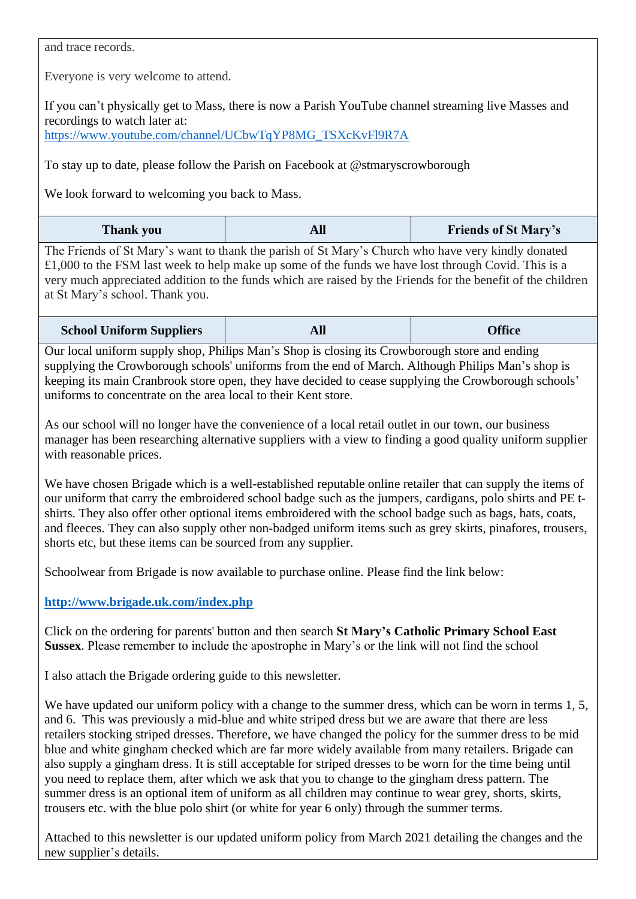and trace records.

Everyone is very welcome to attend.

If you can't physically get to Mass, there is now a Parish YouTube channel streaming live Masses and recordings to watch later at:
https://www.youtube.com/channel/UCbwTqYP8MG_TSXcKvFl9R7A

To stay up to date, please follow the Parish on Facebook at @stmaryscrowborough

We look forward to welcoming you back to Mass.

| Thank you | All | Friends of St Mary's |
|---|---|---|

The Friends of St Mary's want to thank the parish of St Mary's Church who have very kindly donated £1,000 to the FSM last week to help make up some of the funds we have lost through Covid. This is a very much appreciated addition to the funds which are raised by the Friends for the benefit of the children at St Mary's school. Thank you.

| School Uniform Suppliers | All | Office |
|---|---|---|

Our local uniform supply shop, Philips Man's Shop is closing its Crowborough store and ending supplying the Crowborough schools' uniforms from the end of March. Although Philips Man's shop is keeping its main Cranbrook store open, they have decided to cease supplying the Crowborough schools' uniforms to concentrate on the area local to their Kent store.

As our school will no longer have the convenience of a local retail outlet in our town, our business manager has been researching alternative suppliers with a view to finding a good quality uniform supplier with reasonable prices.

We have chosen Brigade which is a well-established reputable online retailer that can supply the items of our uniform that carry the embroidered school badge such as the jumpers, cardigans, polo shirts and PE t-shirts. They also offer other optional items embroidered with the school badge such as bags, hats, coats, and fleeces. They can also supply other non-badged uniform items such as grey skirts, pinafores, trousers, shorts etc, but these items can be sourced from any supplier.

Schoolwear from Brigade is now available to purchase online. Please find the link below:

**http://www.brigade.uk.com/index.php**

Click on the ordering for parents' button and then search **St Mary's Catholic Primary School East Sussex**. Please remember to include the apostrophe in Mary's or the link will not find the school

I also attach the Brigade ordering guide to this newsletter.

We have updated our uniform policy with a change to the summer dress, which can be worn in terms 1, 5, and 6. This was previously a mid-blue and white striped dress but we are aware that there are less retailers stocking striped dresses. Therefore, we have changed the policy for the summer dress to be mid blue and white gingham checked which are far more widely available from many retailers. Brigade can also supply a gingham dress. It is still acceptable for striped dresses to be worn for the time being until you need to replace them, after which we ask that you to change to the gingham dress pattern. The summer dress is an optional item of uniform as all children may continue to wear grey, shorts, skirts, trousers etc. with the blue polo shirt (or white for year 6 only) through the summer terms.

Attached to this newsletter is our updated uniform policy from March 2021 detailing the changes and the new supplier's details.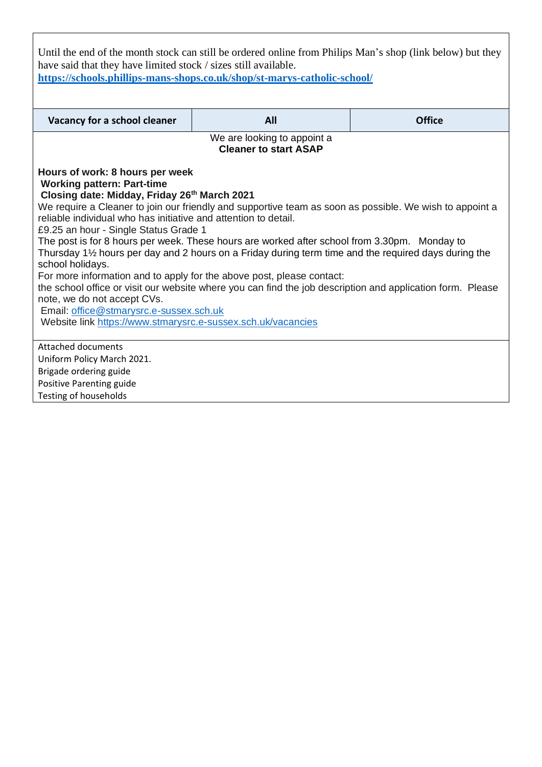Until the end of the month stock can still be ordered online from Philips Man's shop (link below) but they have said that they have limited stock / sizes still available.
**https://schools.phillips-mans-shops.co.uk/shop/st-marys-catholic-school/**

| Vacancy for a school cleaner | All | Office |
|---|---|---|

We are looking to appoint a
**Cleaner to start ASAP**

**Hours of work: 8 hours per week**
**Working pattern: Part-time**
**Closing date: Midday, Friday 26th March 2021**

We require a Cleaner to join our friendly and supportive team as soon as possible. We wish to appoint a reliable individual who has initiative and attention to detail.

£9.25 an hour - Single Status Grade 1

The post is for 8 hours per week. These hours are worked after school from 3.30pm. Monday to Thursday 1½ hours per day and 2 hours on a Friday during term time and the required days during the school holidays.

For more information and to apply for the above post, please contact:
the school office or visit our website where you can find the job description and application form. Please note, we do not accept CVs.

Email: office@stmarysrc.e-sussex.sch.uk
Website link https://www.stmarysrc.e-sussex.sch.uk/vacancies

Attached documents
Uniform Policy March 2021.
Brigade ordering guide
Positive Parenting guide
Testing of households